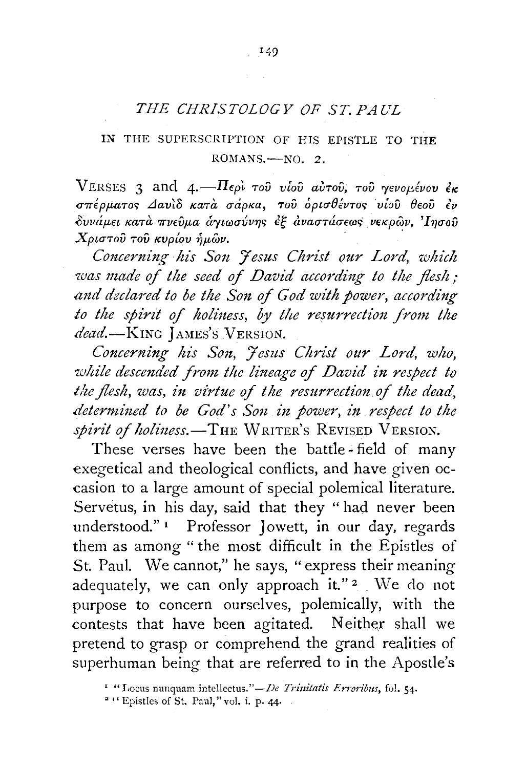# THE CHRISTOLOGY OF ST. PAUL

## IN THE SUPERSCRIPTION OF HIS EPISTLE TO THE ROMANS.—NO. 2.

VERSES 3 and 4.—Περὶ τοῦ υἱοῦ αὐτοῦ, τοῦ γενομένου ἐκ σπέρματος Δαυὶδ κατὰ σάρκα, τοῦ ὁρισθέντος υἱοῦ θεοῦ ἐν δυνάμει κατὰ πνεῦμα ἁγιωσύνης ἐξ ἀναστάσεως νεκρῶν, Ἰησοῦ Χριστοῦ τοῦ κυρίου ἡμῶν.

*Concerning his Son Jesus Christ our Lord, which was made of the seed of David according to the flesh; and declared to be the Son of God with power, according to the spirit of holiness, by the resurrection from the dead.*—KING JAMES'S VERSION.

*Concerning his Son, Jesus Christ our Lord, who, while descended from the lineage of David in respect to the flesh, was, in virtue of the resurrection of the dead, determined to be God's Son in power, in respect to the spirit of holiness.*—THE WRITER'S REVISED VERSION.

These verses have been the battle-field of many exegetical and theological conflicts, and have given occasion to a large amount of special polemical literature. Servetus, in his day, said that they "had never been understood."[1] Professor Jowett, in our day, regards them as among "the most difficult in the Epistles of St. Paul. We cannot," he says, "express their meaning adequately, we can only approach it."[2] We do not purpose to concern ourselves, polemically, with the contests that have been agitated. Neither shall we pretend to grasp or comprehend the grand realities of superhuman being that are referred to in the Apostle's

[1] "Locus nunquam intellectus."—*De Trinitatis Erroribus*, fol. 54.

[2] "Epistles of St. Paul," vol. i. p. 44.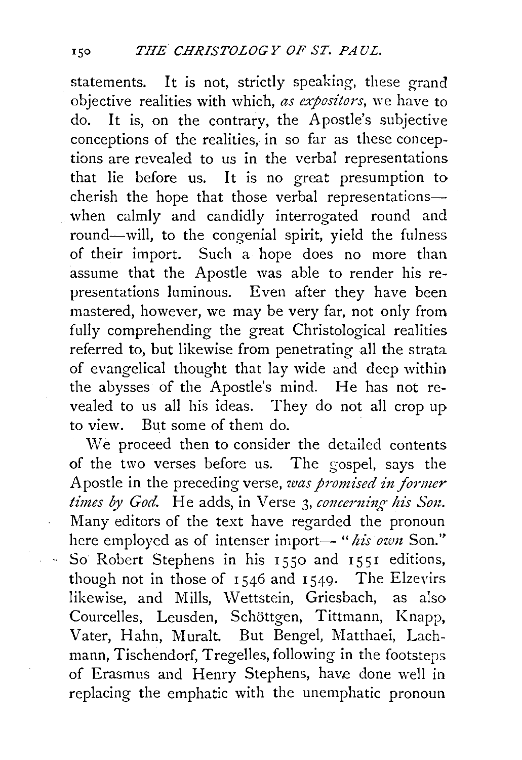statements. It is not, strictly speaking, these grand objective realities with which, *as expositors*, we have to do. It is, on the contrary, the Apostle's subjective conceptions of the realities, in so far as these conceptions are revealed to us in the verbal representations that lie before us. It is no great presumption to cherish the hope that those verbal representations—when calmly and candidly interrogated round and round—will, to the congenial spirit, yield the fulness of their import. Such a hope does no more than assume that the Apostle was able to render his representations luminous. Even after they have been mastered, however, we may be very far, not only from fully comprehending the great Christological realities referred to, but likewise from penetrating all the strata of evangelical thought that lay wide and deep within the abysses of the Apostle's mind. He has not revealed to us all his ideas. They do not all crop up to view. But some of them do.

We proceed then to consider the detailed contents of the two verses before us. The gospel, says the Apostle in the preceding verse, *was promised in former times by God.* He adds, in Verse 3, *concerning his Son.* Many editors of the text have regarded the pronoun here employed as of intenser import— "*his own* Son." So Robert Stephens in his 1550 and 1551 editions, though not in those of 1546 and 1549. The Elzevirs likewise, and Mills, Wettstein, Griesbach, as also Courcelles, Leusden, Schöttgen, Tittmann, Knapp, Vater, Hahn, Muralt. But Bengel, Matthaei, Lachmann, Tischendorf, Tregelles, following in the footsteps of Erasmus and Henry Stephens, have done well in replacing the emphatic with the unemphatic pronoun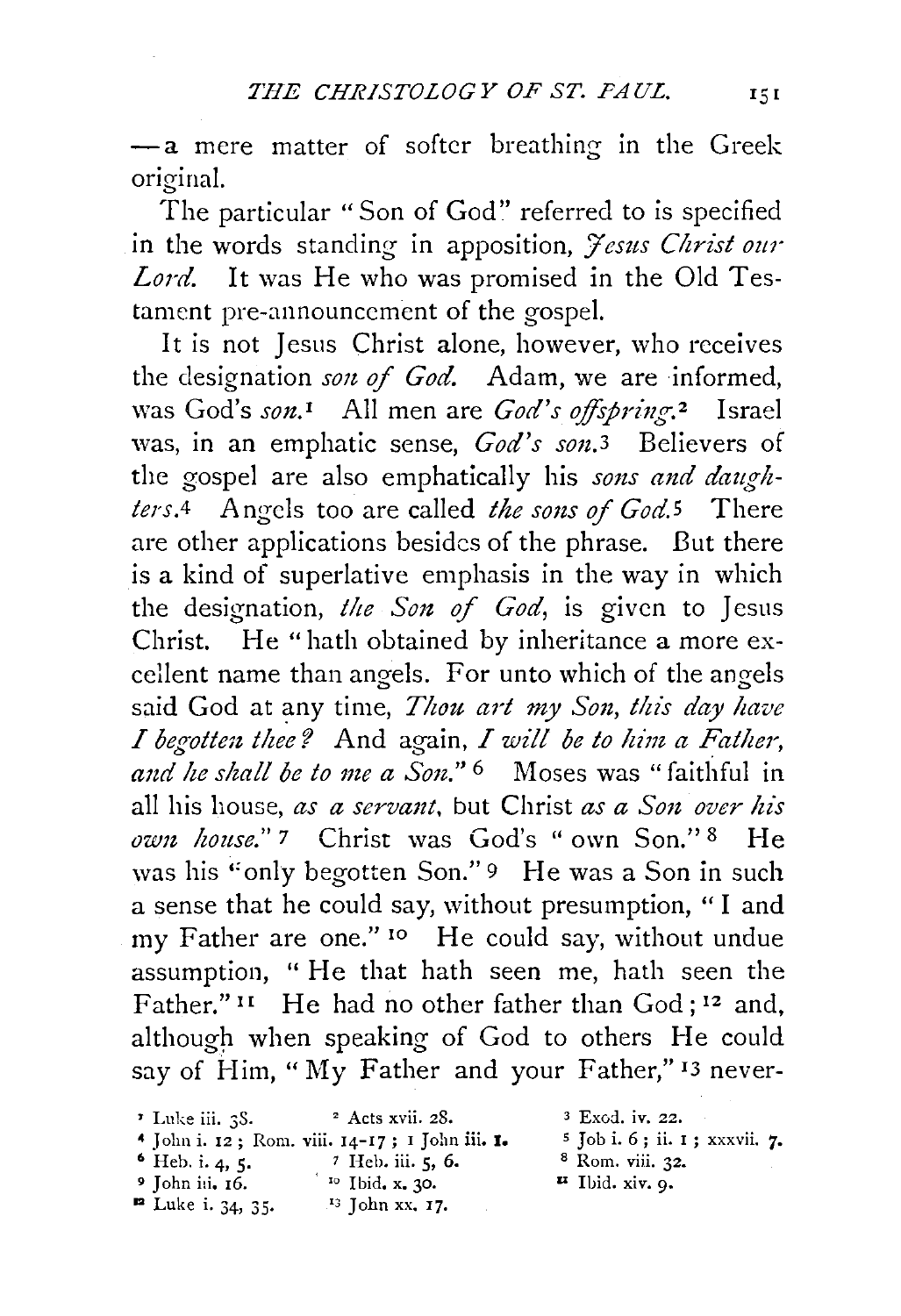—a mere matter of softer breathing in the Greek original.

The particular "Son of God" referred to is specified in the words standing in apposition, *Jesus Christ our Lord.* It was He who was promised in the Old Testament pre-announcement of the gospel.

It is not Jesus Christ alone, however, who receives the designation *son of God.* Adam, we are informed, was God's *son.*[1] All men are *God's offspring.*[2] Israel was, in an emphatic sense, *God's son.*[3] Believers of the gospel are also emphatically his *sons and daughters.*[4] Angels too are called *the sons of God.*[5] There are other applications besides of the phrase. But there is a kind of superlative emphasis in the way in which the designation, *the Son of God,* is given to Jesus Christ. He "hath obtained by inheritance a more excellent name than angels. For unto which of the angels said God at any time, *Thou art my Son, this day have I begotten thee?* And again, *I will be to him a Father, and he shall be to me a Son.*"[6] Moses was "faithful in all his house, *as a servant,* but Christ *as a Son over his own house.*"[7] Christ was God's "own Son."[8] He was his "only begotten Son."[9] He was a Son in such a sense that he could say, without presumption, "I and my Father are one."[10] He could say, without undue assumption, "He that hath seen me, hath seen the Father."[11] He had no other father than God;[12] and, although when speaking of God to others He could say of Him, "My Father and your Father,"[13] never-

---

[1] Luke iii. 38.
[2] Acts xvii. 28.
[3] Exod. iv. 22.
[4] John i. 12; Rom. viii. 14-17; 1 John iii. 1.
[5] Job i. 6; ii. 1; xxxvii. 7.
[6] Heb. i. 4, 5.
[7] Heb. iii. 5, 6.
[8] Rom. viii. 32.
[9] John iii. 16.
[10] Ibid. x. 30.
[11] Ibid. xiv. 9.
[12] Luke i. 34, 35.
[13] John xx. 17.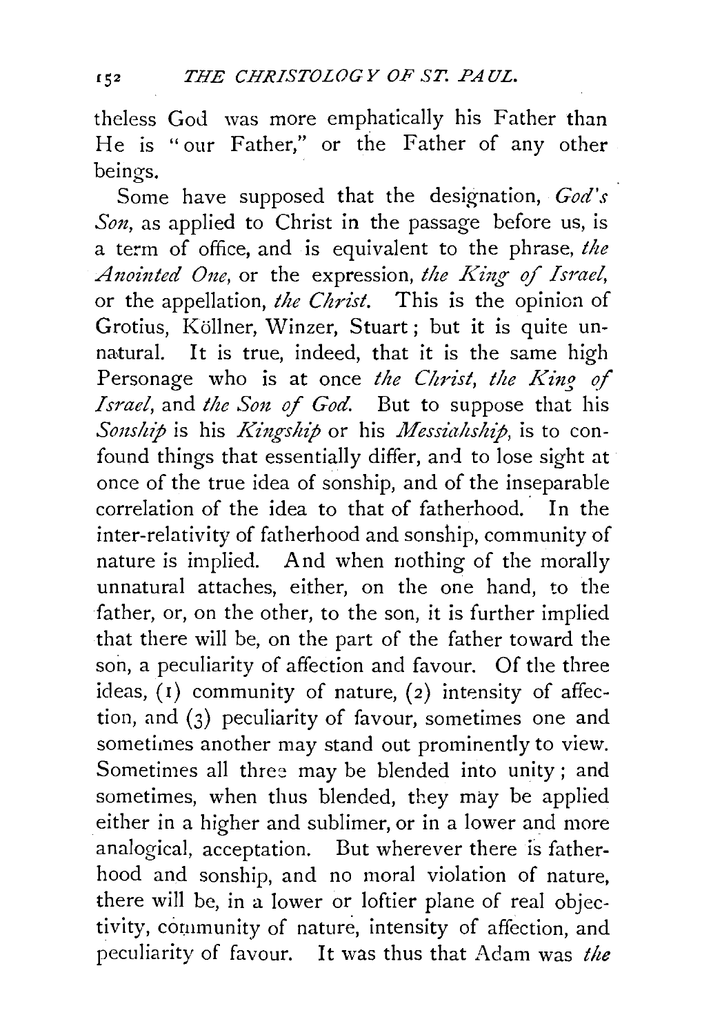theless God was more emphatically his Father than He is "our Father," or the Father of any other beings.

Some have supposed that the designation, *God's Son*, as applied to Christ in the passage before us, is a term of office, and is equivalent to the phrase, *the Anointed One*, or the expression, *the King of Israel*, or the appellation, *the Christ*. This is the opinion of Grotius, Köllner, Winzer, Stuart; but it is quite unnatural. It is true, indeed, that it is the same high Personage who is at once *the Christ*, *the King of Israel*, and *the Son of God*. But to suppose that his *Sonship* is his *Kingship* or his *Messiahship*, is to confound things that essentially differ, and to lose sight at once of the true idea of sonship, and of the inseparable correlation of the idea to that of fatherhood. In the inter-relativity of fatherhood and sonship, community of nature is implied. And when nothing of the morally unnatural attaches, either, on the one hand, to the father, or, on the other, to the son, it is further implied that there will be, on the part of the father toward the son, a peculiarity of affection and favour. Of the three ideas, (1) community of nature, (2) intensity of affection, and (3) peculiarity of favour, sometimes one and sometimes another may stand out prominently to view. Sometimes all three may be blended into unity; and sometimes, when thus blended, they may be applied either in a higher and sublimer, or in a lower and more analogical, acceptation. But wherever there is fatherhood and sonship, and no moral violation of nature, there will be, in a lower or loftier plane of real objectivity, community of nature, intensity of affection, and peculiarity of favour. It was thus that Adam was *the*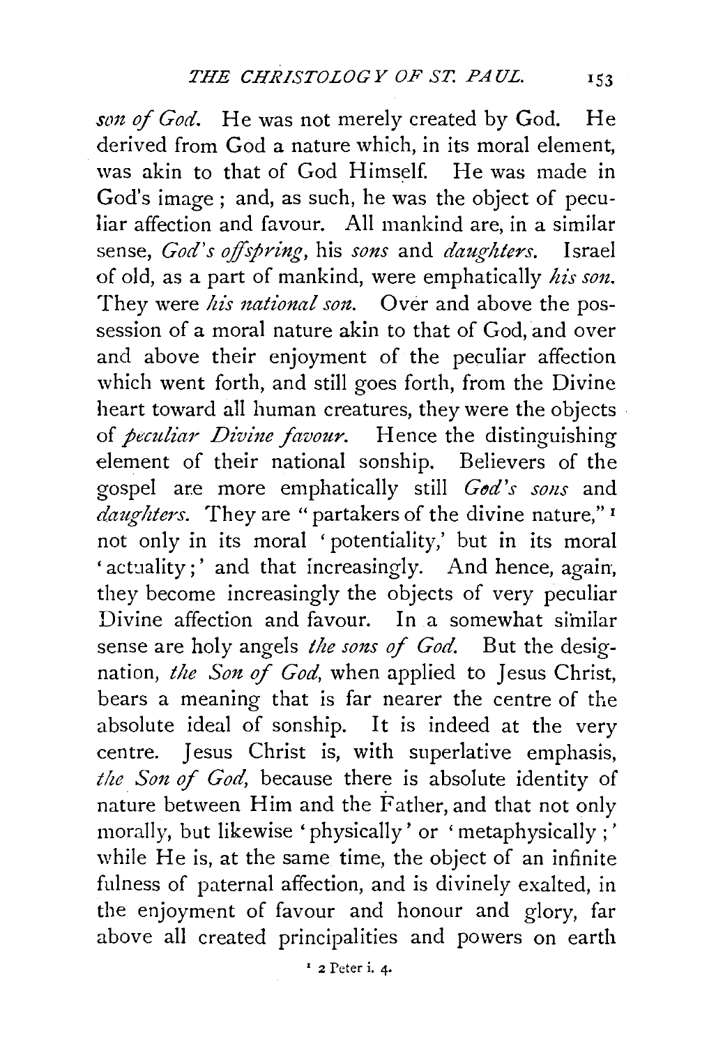*son of God*. He was not merely created by God. He derived from God a nature which, in its moral element, was akin to that of God Himself. He was made in God's image; and, as such, he was the object of peculiar affection and favour. All mankind are, in a similar sense, *God's offspring*, his *sons* and *daughters*. Israel of old, as a part of mankind, were emphatically *his son*. They were *his national son*. Over and above the possession of a moral nature akin to that of God, and over and above their enjoyment of the peculiar affection which went forth, and still goes forth, from the Divine heart toward all human creatures, they were the objects of *peculiar Divine favour*. Hence the distinguishing element of their national sonship. Believers of the gospel are more emphatically still *God's sons* and *daughters*. They are "partakers of the divine nature,"[1] not only in its moral 'potentiality,' but in its moral 'actuality;' and that increasingly. And hence, again, they become increasingly the objects of very peculiar Divine affection and favour. In a somewhat similar sense are holy angels *the sons of God*. But the designation, *the Son of God*, when applied to Jesus Christ, bears a meaning that is far nearer the centre of the absolute ideal of sonship. It is indeed at the very centre. Jesus Christ is, with superlative emphasis, *the Son of God*, because there is absolute identity of nature between Him and the Father, and that not only morally, but likewise 'physically' or 'metaphysically;' while He is, at the same time, the object of an infinite fulness of paternal affection, and is divinely exalted, in the enjoyment of favour and honour and glory, far above all created principalities and powers on earth

[1] 2 Peter i. 4.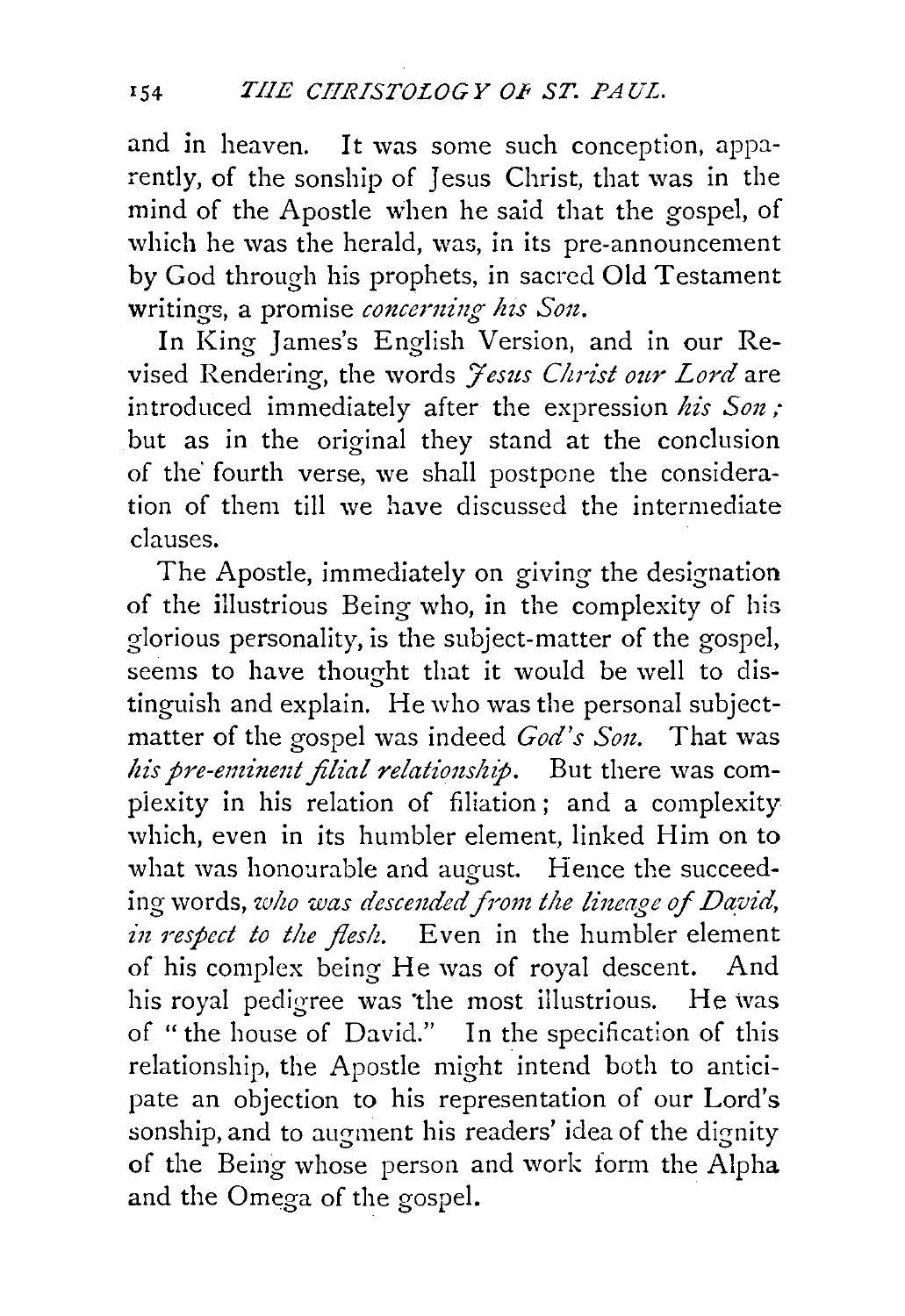and in heaven. It was some such conception, apparently, of the sonship of Jesus Christ, that was in the mind of the Apostle when he said that the gospel, of which he was the herald, was, in its pre-announcement by God through his prophets, in sacred Old Testament writings, a promise *concerning his Son.*

In King James's English Version, and in our Revised Rendering, the words *Jesus Christ our Lord* are introduced immediately after the expression *his Son;* but as in the original they stand at the conclusion of the fourth verse, we shall postpone the consideration of them till we have discussed the intermediate clauses.

The Apostle, immediately on giving the designation of the illustrious Being who, in the complexity of his glorious personality, is the subject-matter of the gospel, seems to have thought that it would be well to distinguish and explain. He who was the personal subject-matter of the gospel was indeed *God's Son.* That was *his pre-eminent filial relationship.* But there was complexity in his relation of filiation; and a complexity which, even in its humbler element, linked Him on to what was honourable and august. Hence the succeeding words, *who was descended from the lineage of David, in respect to the flesh.* Even in the humbler element of his complex being He was of royal descent. And his royal pedigree was the most illustrious. He was of "the house of David." In the specification of this relationship, the Apostle might intend both to anticipate an objection to his representation of our Lord's sonship, and to augment his readers' idea of the dignity of the Being whose person and work form the Alpha and the Omega of the gospel.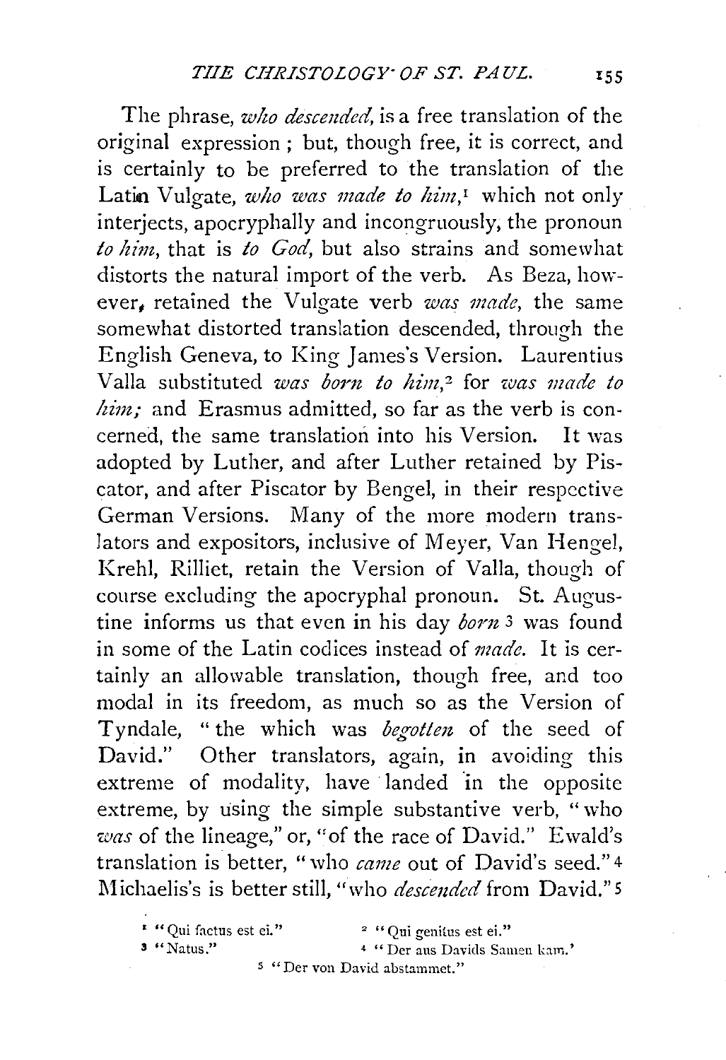The phrase, *who descended*, is a free translation of the original expression; but, though free, it is correct, and is certainly to be preferred to the translation of the Latin Vulgate, *who was made to him*,[1] which not only interjects, apocryphally and incongruously, the pronoun *to him*, that is *to God*, but also strains and somewhat distorts the natural import of the verb. As Beza, however, retained the Vulgate verb *was made*, the same somewhat distorted translation descended, through the English Geneva, to King James's Version. Laurentius Valla substituted *was born to him*,[2] for *was made to him;* and Erasmus admitted, so far as the verb is concerned, the same translation into his Version. It was adopted by Luther, and after Luther retained by Piscator, and after Piscator by Bengel, in their respective German Versions. Many of the more modern translators and expositors, inclusive of Meyer, Van Hengel, Krehl, Rilliet, retain the Version of Valla, though of course excluding the apocryphal pronoun. St. Augustine informs us that even in his day *born* [3] was found in some of the Latin codices instead of *made*. It is certainly an allowable translation, though free, and too modal in its freedom, as much so as the Version of Tyndale, "the which was *begotten* of the seed of David." Other translators, again, in avoiding this extreme of modality, have landed in the opposite extreme, by using the simple substantive verb, "who *was* of the lineage," or, "of the race of David." Ewald's translation is better, "who *came* out of David's seed." [4] Michaelis's is better still, "who *descended* from David." [5]

[1] "Qui factus est ei."

[2] "Qui genitus est ei."

[3] "Natus."

[4] "Der aus Davids Samen kam."

[5] "Der von David abstammet."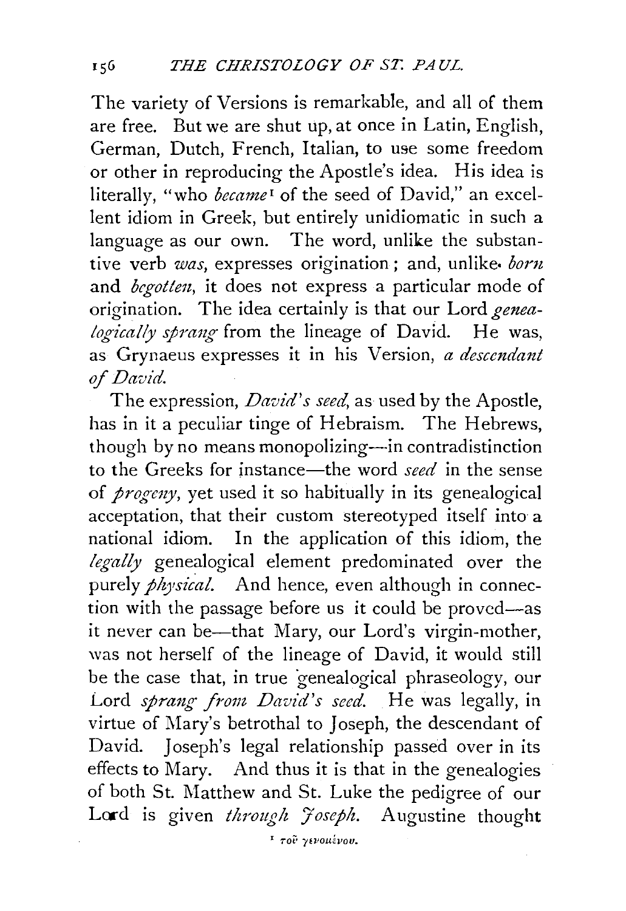The variety of Versions is remarkable, and all of them are free. But we are shut up, at once in Latin, English, German, Dutch, French, Italian, to use some freedom or other in reproducing the Apostle's idea. His idea is literally, "who *became*[1] of the seed of David," an excellent idiom in Greek, but entirely unidiomatic in such a language as our own. The word, unlike the substantive verb *was*, expresses origination; and, unlike *born* and *begotten*, it does not express a particular mode of origination. The idea certainly is that our Lord *genealogically sprang* from the lineage of David. He was, as Grynaeus expresses it in his Version, *a descendant of David.*

The expression, *David's seed*, as used by the Apostle, has in it a peculiar tinge of Hebraism. The Hebrews, though by no means monopolizing—in contradistinction to the Greeks for instance—the word *seed* in the sense of *progeny*, yet used it so habitually in its genealogical acceptation, that their custom stereotyped itself into a national idiom. In the application of this idiom, the *legally* genealogical element predominated over the purely *physical.* And hence, even although in connection with the passage before us it could be proved—as it never can be—that Mary, our Lord's virgin-mother, was not herself of the lineage of David, it would still be the case that, in true genealogical phraseology, our Lord *sprang from David's seed.* He was legally, in virtue of Mary's betrothal to Joseph, the descendant of David. Joseph's legal relationship passed over in its effects to Mary. And thus it is that in the genealogies of both St. Matthew and St. Luke the pedigree of our Lord is given *through Joseph.* Augustine thought

[1] τοῦ γενομένου.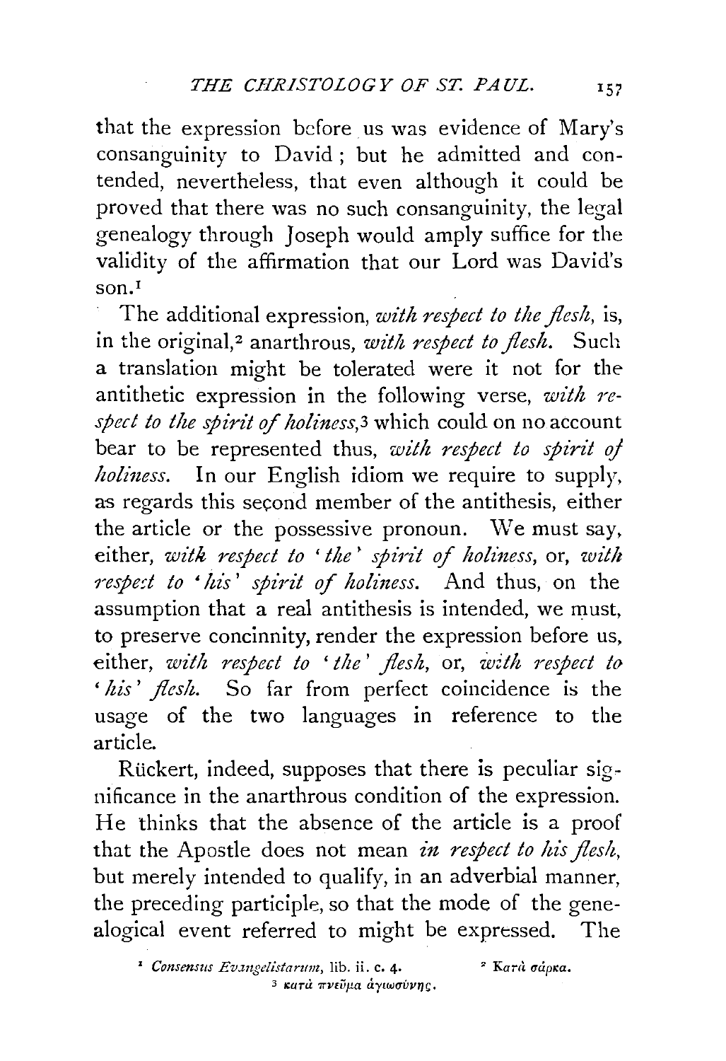that the expression before us was evidence of Mary's consanguinity to David; but he admitted and contended, nevertheless, that even although it could be proved that there was no such consanguinity, the legal genealogy through Joseph would amply suffice for the validity of the affirmation that our Lord was David's son.[1]

The additional expression, *with respect to the flesh*, is, in the original,[2] anarthrous, *with respect to flesh*. Such a translation might be tolerated were it not for the antithetic expression in the following verse, *with respect to the spirit of holiness*,[3] which could on no account bear to be represented thus, *with respect to spirit of holiness*. In our English idiom we require to supply, as regards this second member of the antithesis, either the article or the possessive pronoun. We must say, either, *with respect to 'the' spirit of holiness*, or, *with respect to 'his' spirit of holiness*. And thus, on the assumption that a real antithesis is intended, we must, to preserve concinnity, render the expression before us, either, *with respect to 'the' flesh*, or, *with respect to 'his' flesh*. So far from perfect coincidence is the usage of the two languages in reference to the article.

Rückert, indeed, supposes that there is peculiar significance in the anarthrous condition of the expression. He thinks that the absence of the article is a proof that the Apostle does not mean *in respect to his flesh*, but merely intended to qualify, in an adverbial manner, the preceding participle, so that the mode of the genealogical event referred to might be expressed. The

[1] *Consensus Evangelistarum*, lib. ii. c. 4.

[2] Κατὰ σάρκα.

[3] κατὰ πνεῦμα ἁγιωσύνης.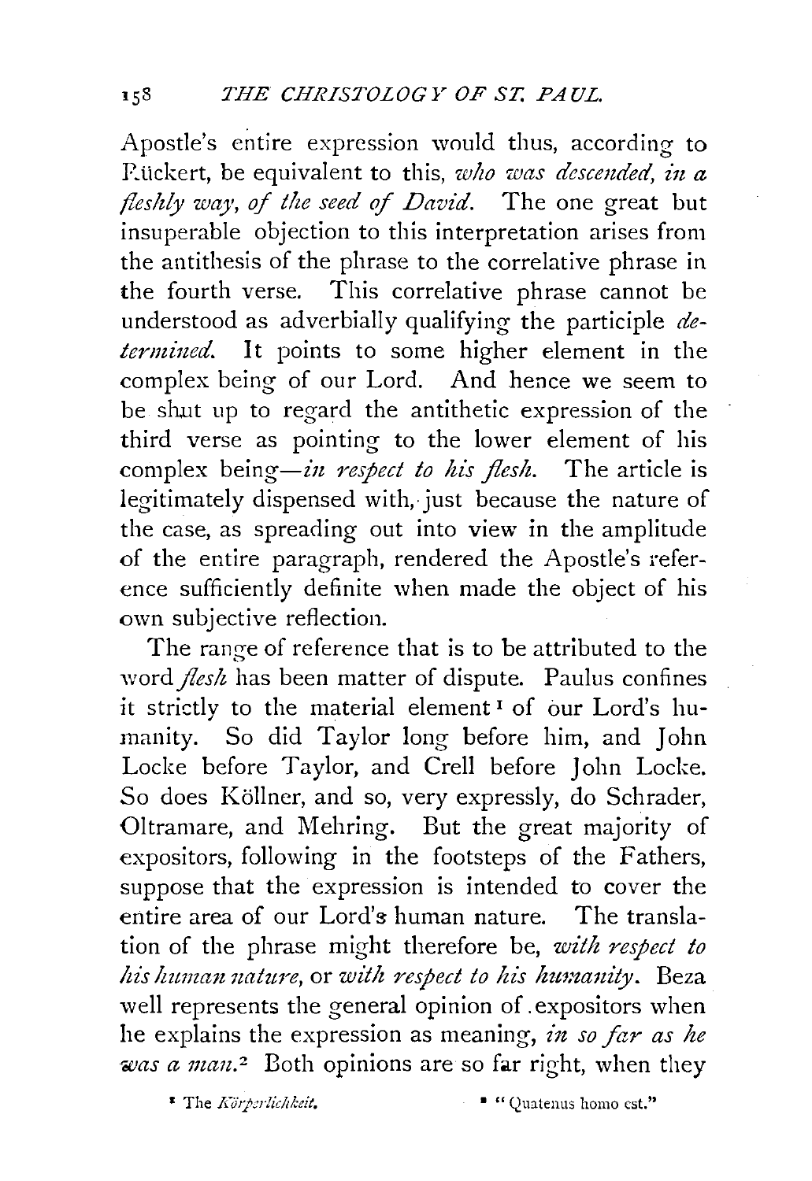Apostle's entire expression would thus, according to Rückert, be equivalent to this, *who was descended, in a fleshly way, of the seed of David*. The one great but insuperable objection to this interpretation arises from the antithesis of the phrase to the correlative phrase in the fourth verse. This correlative phrase cannot be understood as adverbially qualifying the participle *determined*. It points to some higher element in the complex being of our Lord. And hence we seem to be shut up to regard the antithetic expression of the third verse as pointing to the lower element of his complex being—*in respect to his flesh*. The article is legitimately dispensed with, just because the nature of the case, as spreading out into view in the amplitude of the entire paragraph, rendered the Apostle's reference sufficiently definite when made the object of his own subjective reflection.

The range of reference that is to be attributed to the word *flesh* has been matter of dispute. Paulus confines it strictly to the material element[1] of our Lord's humanity. So did Taylor long before him, and John Locke before Taylor, and Crell before John Locke. So does Köllner, and so, very expressly, do Schrader, Oltramare, and Mehring. But the great majority of expositors, following in the footsteps of the Fathers, suppose that the expression is intended to cover the entire area of our Lord's human nature. The translation of the phrase might therefore be, *with respect to his human nature*, or *with respect to his humanity*. Beza well represents the general opinion of expositors when he explains the expression as meaning, *in so far as he was a man*.[2] Both opinions are so far right, when they

[1] The *Körperlichkeit*.

[2] "Quatenus homo est."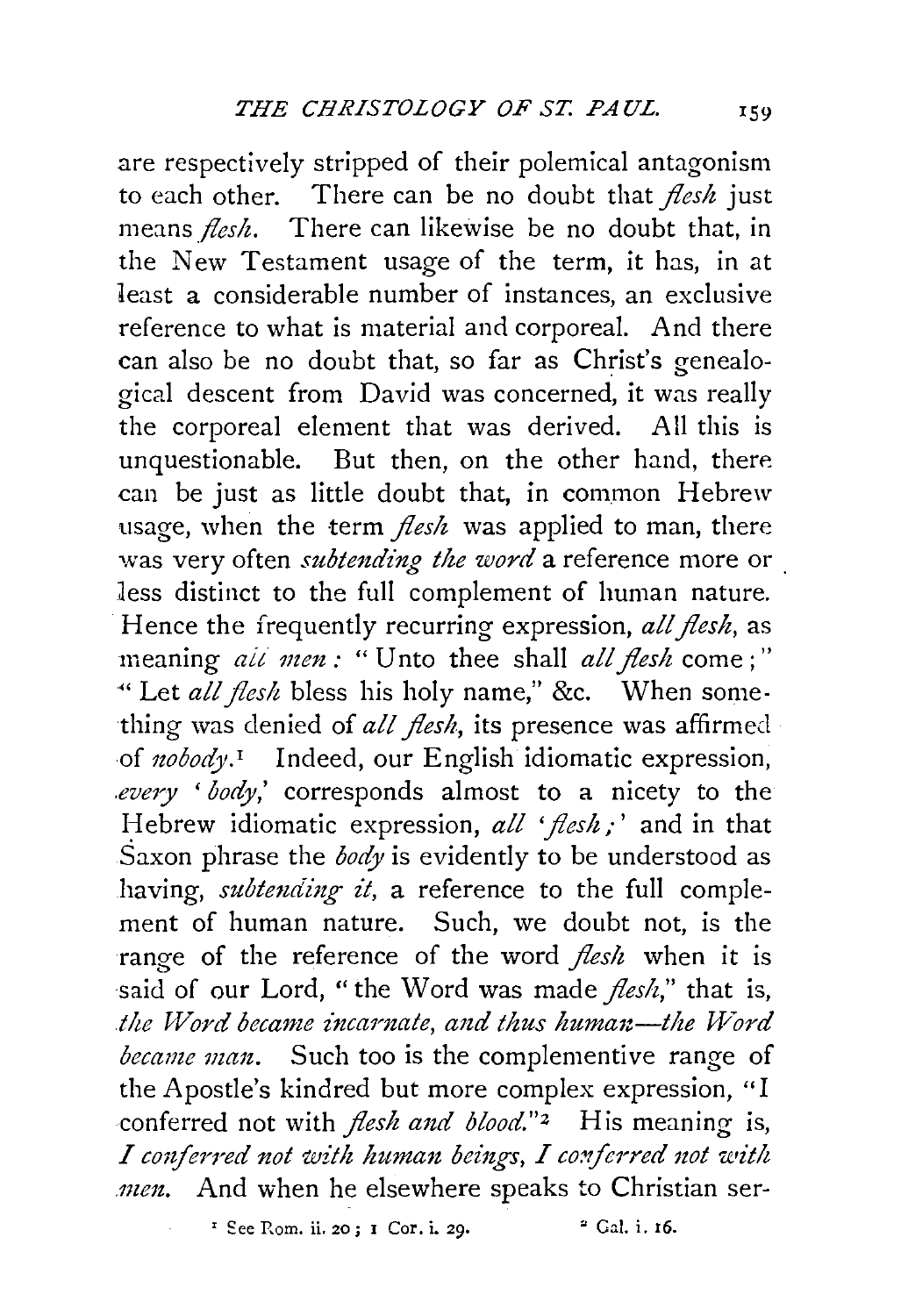are respectively stripped of their polemical antagonism to each other. There can be no doubt that *flesh* just means *flesh*. There can likewise be no doubt that, in the New Testament usage of the term, it has, in at least a considerable number of instances, an exclusive reference to what is material and corporeal. And there can also be no doubt that, so far as Christ's genealogical descent from David was concerned, it was really the corporeal element that was derived. All this is unquestionable. But then, on the other hand, there can be just as little doubt that, in common Hebrew usage, when the term *flesh* was applied to man, there was very often *subtending the word* a reference more or less distinct to the full complement of human nature. Hence the frequently recurring expression, *all flesh*, as meaning *all men*: "Unto thee shall *all flesh* come;" "Let *all flesh* bless his holy name," &c. When something was denied of *all flesh*, its presence was affirmed of *nobody*.[1] Indeed, our English idiomatic expression, *every 'body*,' corresponds almost to a nicety to the Hebrew idiomatic expression, *all 'flesh*;' and in that Saxon phrase the *body* is evidently to be understood as having, *subtending it*, a reference to the full complement of human nature. Such, we doubt not, is the range of the reference of the word *flesh* when it is said of our Lord, "the Word was made *flesh*," that is, *the Word became incarnate, and thus human—the Word became man*. Such too is the complementive range of the Apostle's kindred but more complex expression, "I conferred not with *flesh and blood*."[2] His meaning is, *I conferred not with human beings, I conferred not with men*. And when he elsewhere speaks to Christian ser-

[1] See Rom. ii. 20; 1 Cor. i. 29.

[2] Gal. i. 16.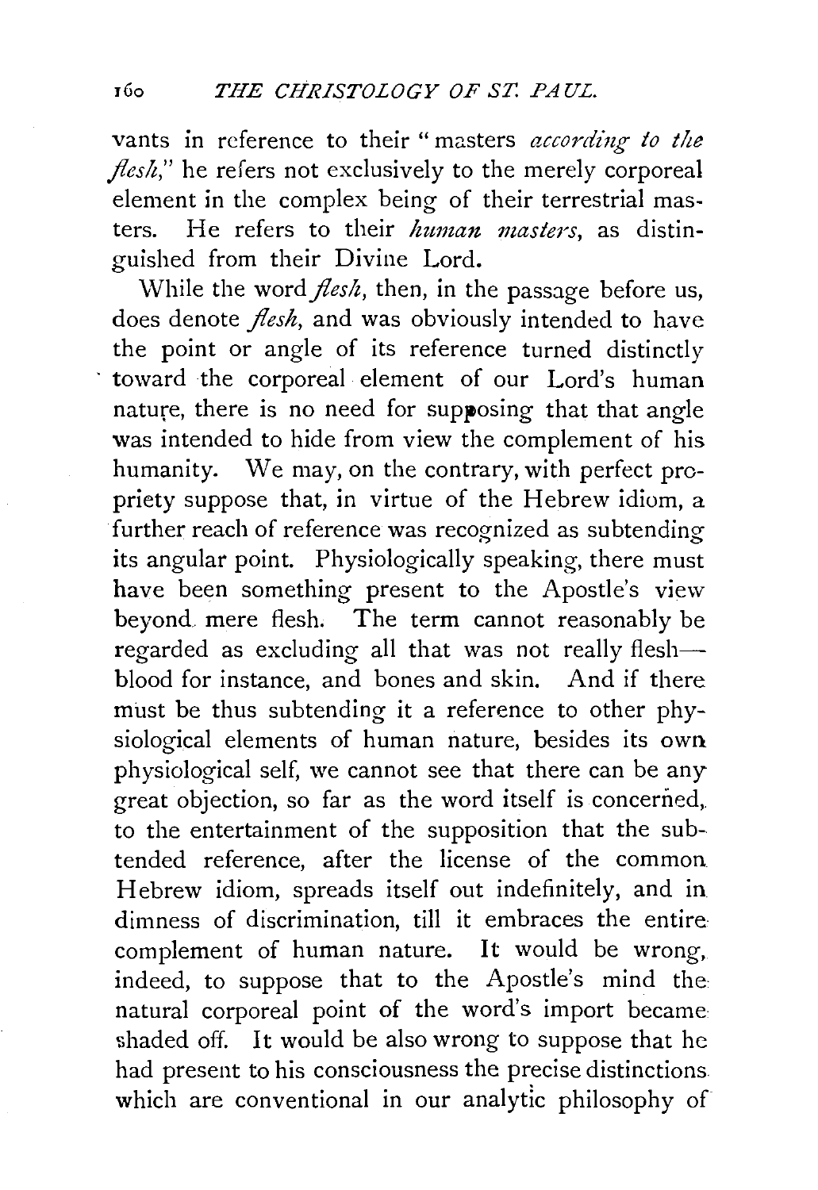vants in reference to their "masters *according to the flesh*," he refers not exclusively to the merely corporeal element in the complex being of their terrestrial masters. He refers to their *human masters*, as distinguished from their Divine Lord.

While the word *flesh*, then, in the passage before us, does denote *flesh*, and was obviously intended to have the point or angle of its reference turned distinctly toward the corporeal element of our Lord's human nature, there is no need for supposing that that angle was intended to hide from view the complement of his humanity. We may, on the contrary, with perfect propriety suppose that, in virtue of the Hebrew idiom, a further reach of reference was recognized as subtending its angular point. Physiologically speaking, there must have been something present to the Apostle's view beyond mere flesh. The term cannot reasonably be regarded as excluding all that was not really flesh—blood for instance, and bones and skin. And if there must be thus subtending it a reference to other physiological elements of human nature, besides its own physiological self, we cannot see that there can be any great objection, so far as the word itself is concerned, to the entertainment of the supposition that the subtended reference, after the license of the common Hebrew idiom, spreads itself out indefinitely, and in dimness of discrimination, till it embraces the entire complement of human nature. It would be wrong, indeed, to suppose that to the Apostle's mind the natural corporeal point of the word's import became shaded off. It would be also wrong to suppose that he had present to his consciousness the precise distinctions which are conventional in our analytic philosophy of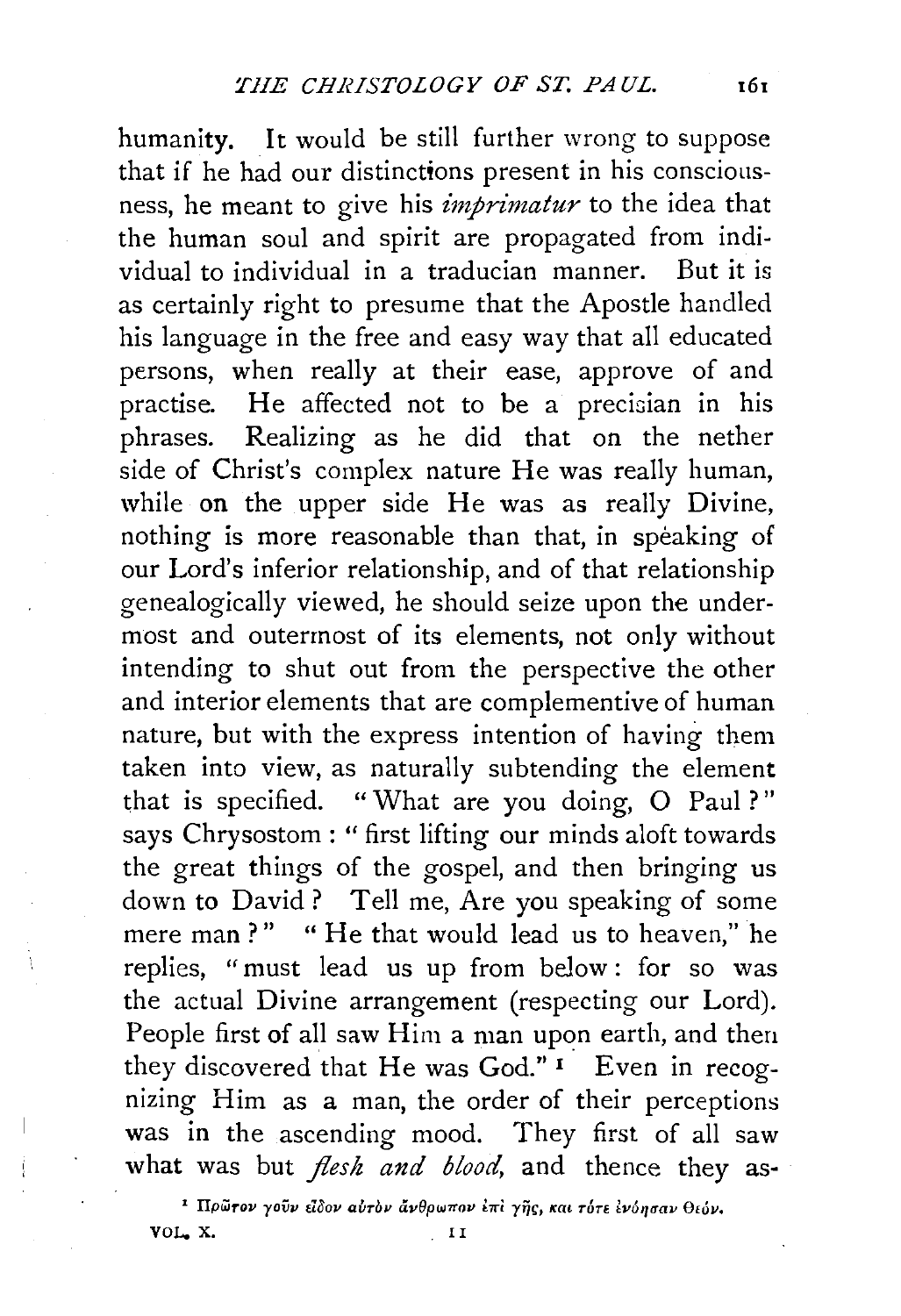humanity. It would be still further wrong to suppose that if he had our distinctions present in his consciousness, he meant to give his *imprimatur* to the idea that the human soul and spirit are propagated from individual to individual in a traducian manner. But it is as certainly right to presume that the Apostle handled his language in the free and easy way that all educated persons, when really at their ease, approve of and practise. He affected not to be a precisian in his phrases. Realizing as he did that on the nether side of Christ's complex nature He was really human, while on the upper side He was as really Divine, nothing is more reasonable than that, in speaking of our Lord's inferior relationship, and of that relationship genealogically viewed, he should seize upon the undermost and outermost of its elements, not only without intending to shut out from the perspective the other and interior elements that are complementive of human nature, but with the express intention of having them taken into view, as naturally subtending the element that is specified. "What are you doing, O Paul?" says Chrysostom: "first lifting our minds aloft towards the great things of the gospel, and then bringing us down to David? Tell me, Are you speaking of some mere man?" "He that would lead us to heaven," he replies, "must lead us up from below: for so was the actual Divine arrangement (respecting our Lord). People first of all saw Him a man upon earth, and then they discovered that He was God."[1] Even in recognizing Him as a man, the order of their perceptions was in the ascending mood. They first of all saw what was but *flesh and blood*, and thence they as-

[1] Πρῶτον γοῦν εἶδον αὐτὸν ἄνθρωπον ἐπὶ γῆς, καὶ τότε ἐνόησαν Θεόν.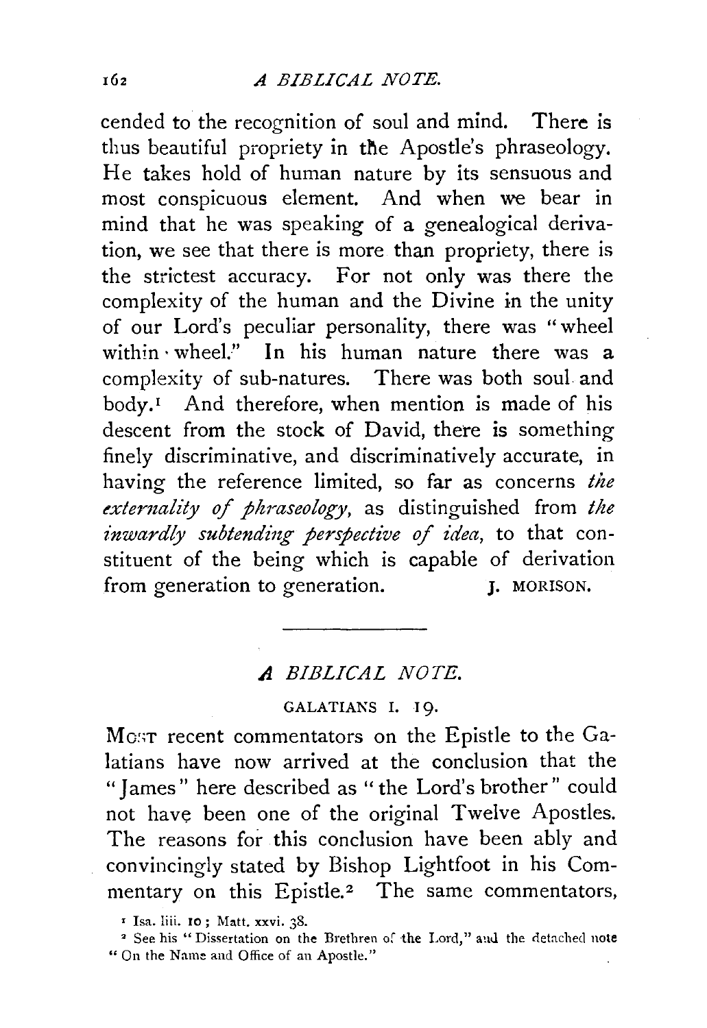cended to the recognition of soul and mind. There is thus beautiful propriety in the Apostle's phraseology. He takes hold of human nature by its sensuous and most conspicuous element. And when we bear in mind that he was speaking of a genealogical derivation, we see that there is more than propriety, there is the strictest accuracy. For not only was there the complexity of the human and the Divine in the unity of our Lord's peculiar personality, there was "wheel within wheel." In his human nature there was a complexity of sub-natures. There was both soul and body.[1] And therefore, when mention is made of his descent from the stock of David, there is something finely discriminative, and discriminatively accurate, in having the reference limited, so far as concerns *the externality of phraseology*, as distinguished from *the inwardly subtending perspective of idea*, to that constituent of the being which is capable of derivation from generation to generation.

J. MORISON.

---

## *A BIBLICAL NOTE.*

### GALATIANS I. 19.

MOST recent commentators on the Epistle to the Galatians have now arrived at the conclusion that the "James" here described as "the Lord's brother" could not have been one of the original Twelve Apostles. The reasons for this conclusion have been ably and convincingly stated by Bishop Lightfoot in his Commentary on this Epistle.[2] The same commentators,

[1] Isa. liii. 10; Matt. xxvi. 38.

[2] See his "Dissertation on the Brethren of the Lord," and the detached note "On the Name and Office of an Apostle."